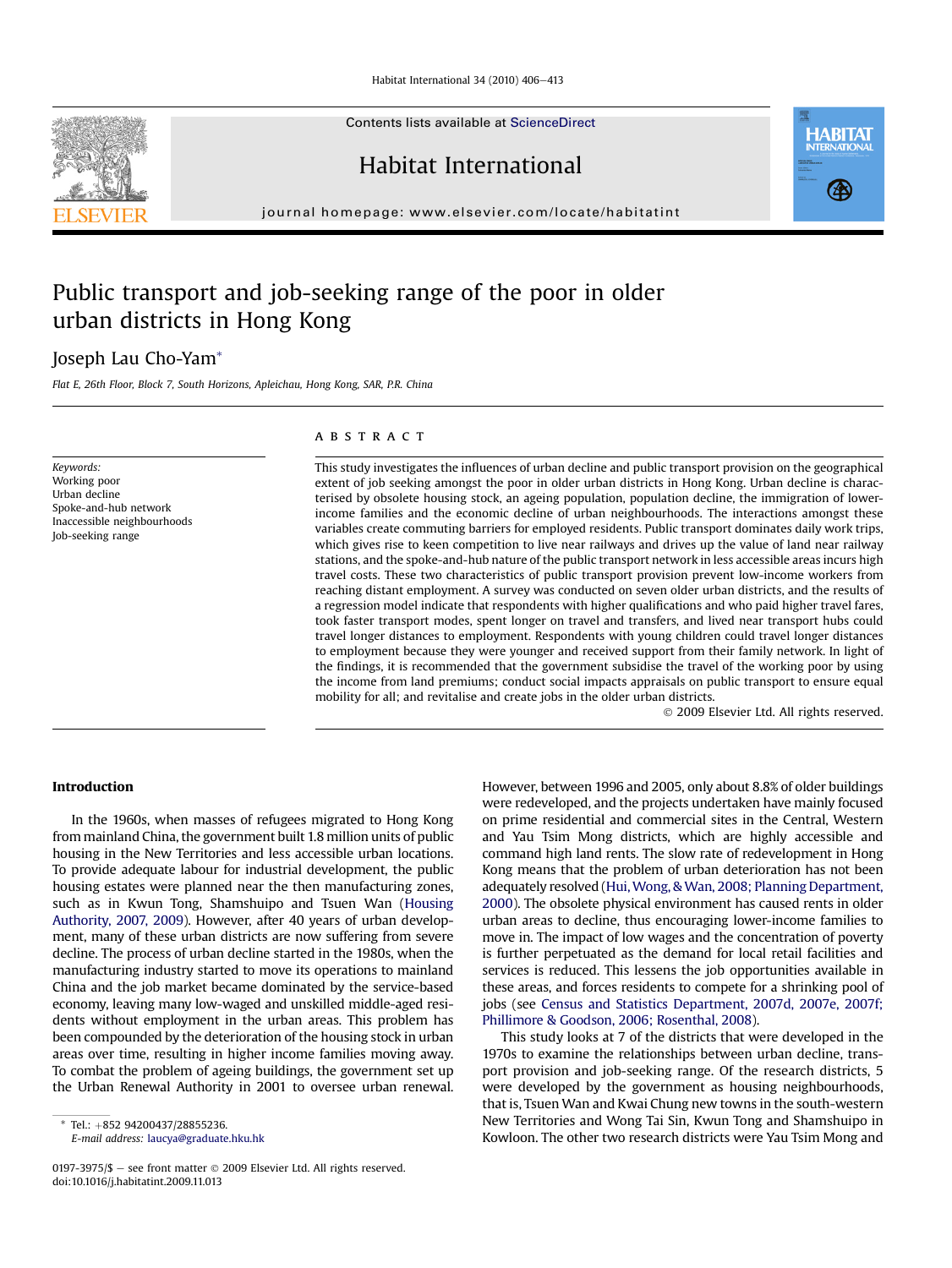Contents lists available at ScienceDirect

# Habitat International

journal homepage: www.elsevier.com/locate/habitatint

# Public transport and job-seeking range of the poor in older urban districts in Hong Kong

Joseph Lau Cho-Yam*

*Flat E, 26th Floor, Block 7, South Horizons, Apleichau, Hong Kong, SAR, P.R. China*

**Keywords:**
Working poor
Urban decline
Spoke-and-hub network
Inaccessible neighbourhoods
Job-seeking range

## ABSTRACT

This study investigates the influences of urban decline and public transport provision on the geographical extent of job seeking amongst the poor in older urban districts in Hong Kong. Urban decline is characterised by obsolete housing stock, an ageing population, population decline, the immigration of lower-income families and the economic decline of urban neighbourhoods. The interactions amongst these variables create commuting barriers for employed residents. Public transport dominates daily work trips, which gives rise to keen competition to live near railways and drives up the value of land near railway stations, and the spoke-and-hub nature of the public transport network in less accessible areas incurs high travel costs. These two characteristics of public transport provision prevent low-income workers from reaching distant employment. A survey was conducted on seven older urban districts, and the results of a regression model indicate that respondents with higher qualifications and who paid higher travel fares, took faster transport modes, spent longer on travel and transfers, and lived near transport hubs could travel longer distances to employment. Respondents with young children could travel longer distances to employment because they were younger and received support from their family network. In light of the findings, it is recommended that the government subsidise the travel of the working poor by using the income from land premiums; conduct social impacts appraisals on public transport to ensure equal mobility for all; and revitalise and create jobs in the older urban districts.

© 2009 Elsevier Ltd. All rights reserved.

## Introduction

In the 1960s, when masses of refugees migrated to Hong Kong from mainland China, the government built 1.8 million units of public housing in the New Territories and less accessible urban locations. To provide adequate labour for industrial development, the public housing estates were planned near the then manufacturing zones, such as in Kwun Tong, Shamshuipo and Tsuen Wan (Housing Authority, 2007, 2009). However, after 40 years of urban development, many of these urban districts are now suffering from severe decline. The process of urban decline started in the 1980s, when the manufacturing industry started to move its operations to mainland China and the job market became dominated by the service-based economy, leaving many low-waged and unskilled middle-aged residents without employment in the urban areas. This problem has been compounded by the deterioration of the housing stock in urban areas over time, resulting in higher income families moving away. To combat the problem of ageing buildings, the government set up the Urban Renewal Authority in 2001 to oversee urban renewal. However, between 1996 and 2005, only about 8.8% of older buildings were redeveloped, and the projects undertaken have mainly focused on prime residential and commercial sites in the Central, Western and Yau Tsim Mong districts, which are highly accessible and command high land rents. The slow rate of redevelopment in Hong Kong means that the problem of urban deterioration has not been adequately resolved (Hui, Wong, & Wan, 2008; Planning Department, 2000). The obsolete physical environment has caused rents in older urban areas to decline, thus encouraging lower-income families to move in. The impact of low wages and the concentration of poverty is further perpetuated as the demand for local retail facilities and services is reduced. This lessens the job opportunities available in these areas, and forces residents to compete for a shrinking pool of jobs (see Census and Statistics Department, 2007d, 2007e, 2007f; Phillimore & Goodson, 2006; Rosenthal, 2008).

This study looks at 7 of the districts that were developed in the 1970s to examine the relationships between urban decline, transport provision and job-seeking range. Of the research districts, 5 were developed by the government as housing neighbourhoods, that is, Tsuen Wan and Kwai Chung new towns in the south-western New Territories and Wong Tai Sin, Kwun Tong and Shamshuipo in Kowloon. The other two research districts were Yau Tsim Mong and

* Tel.: +852 94200437/28855236.
E-mail address: laucya@graduate.hku.hk

0197-3975/$ – see front matter © 2009 Elsevier Ltd. All rights reserved.
doi:10.1016/j.habitatint.2009.11.013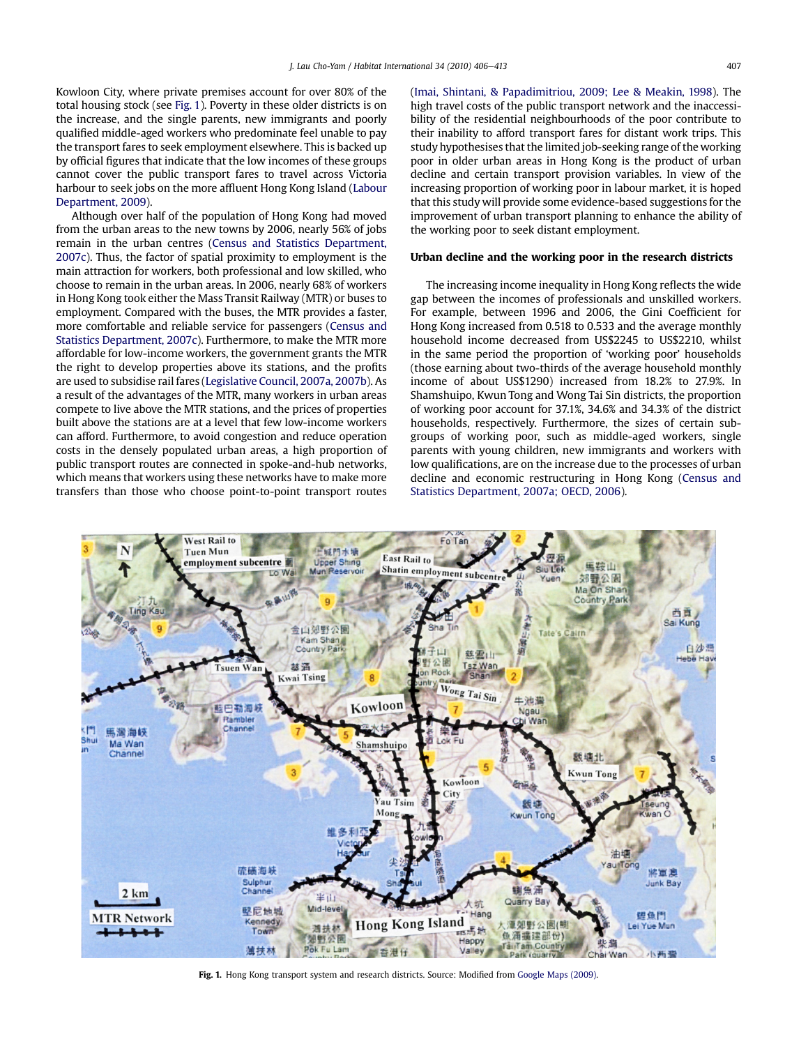Kowloon City, where private premises account for over 80% of the total housing stock (see Fig. 1). Poverty in these older districts is on the increase, and the single parents, new immigrants and poorly qualified middle-aged workers who predominate feel unable to pay the transport fares to seek employment elsewhere. This is backed up by official figures that indicate that the low incomes of these groups cannot cover the public transport fares to travel across Victoria harbour to seek jobs on the more affluent Hong Kong Island (Labour Department, 2009).

Although over half of the population of Hong Kong had moved from the urban areas to the new towns by 2006, nearly 56% of jobs remain in the urban centres (Census and Statistics Department, 2007c). Thus, the factor of spatial proximity to employment is the main attraction for workers, both professional and low skilled, who choose to remain in the urban areas. In 2006, nearly 68% of workers in Hong Kong took either the Mass Transit Railway (MTR) or buses to employment. Compared with the buses, the MTR provides a faster, more comfortable and reliable service for passengers (Census and Statistics Department, 2007c). Furthermore, to make the MTR more affordable for low-income workers, the government grants the MTR the right to develop properties above its stations, and the profits are used to subsidise rail fares (Legislative Council, 2007a, 2007b). As a result of the advantages of the MTR, many workers in urban areas compete to live above the MTR stations, and the prices of properties built above the stations are at a level that few low-income workers can afford. Furthermore, to avoid congestion and reduce operation costs in the densely populated urban areas, a high proportion of public transport routes are connected in spoke-and-hub networks, which means that workers using these networks have to make more transfers than those who choose point-to-point transport routes (Imai, Shintani, & Papadimitriou, 2009; Lee & Meakin, 1998). The high travel costs of the public transport network and the inaccessibility of the residential neighbourhoods of the poor contribute to their inability to afford transport fares for distant work trips. This study hypothesises that the limited job-seeking range of the working poor in older urban areas in Hong Kong is the product of urban decline and certain transport provision variables. In view of the increasing proportion of working poor in labour market, it is hoped that this study will provide some evidence-based suggestions for the improvement of urban transport planning to enhance the ability of the working poor to seek distant employment.

## Urban decline and the working poor in the research districts

The increasing income inequality in Hong Kong reflects the wide gap between the incomes of professionals and unskilled workers. For example, between 1996 and 2006, the Gini Coefficient for Hong Kong increased from 0.518 to 0.533 and the average monthly household income decreased from US$2245 to US$2210, whilst in the same period the proportion of 'working poor' households (those earning about two-thirds of the average household monthly income of about US$1290) increased from 18.2% to 27.9%. In Shamshuipo, Kwun Tong and Wong Tai Sin districts, the proportion of working poor account for 37.1%, 34.6% and 34.3% of the district households, respectively. Furthermore, the sizes of certain subgroups of working poor, such as middle-aged workers, single parents with young children, new immigrants and workers with low qualifications, are on the increase due to the processes of urban decline and economic restructuring in Hong Kong (Census and Statistics Department, 2007a; OECD, 2006).

**Fig. 1.** Hong Kong transport system and research districts. Source: Modified from Google Maps (2009).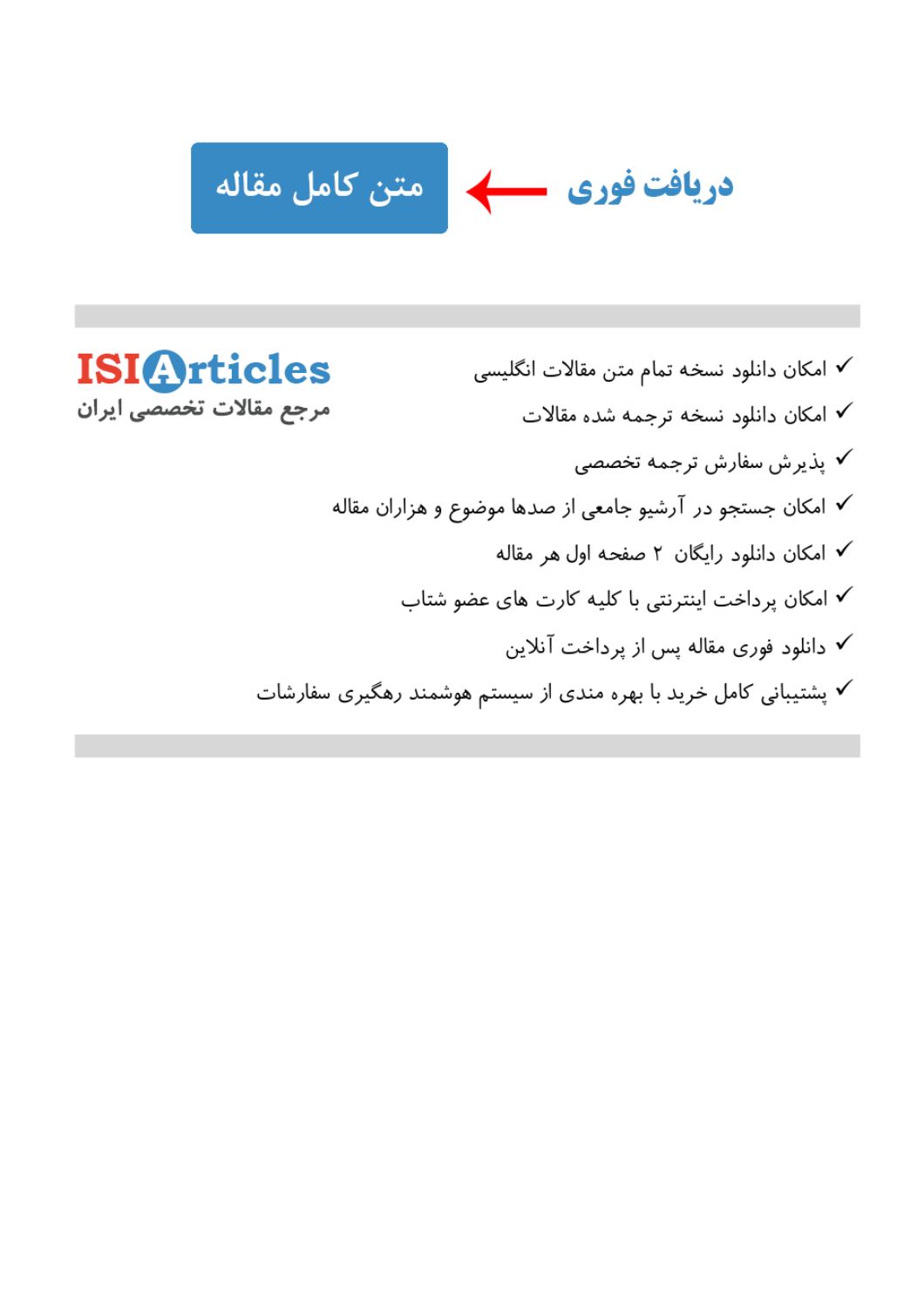دریافت فوری ← **متن کامل مقاله**

**ISIArticles**
مرجع مقالات تخصصی ایران

- ✓ امکان دانلود نسخه تمام متن مقالات انگلیسی
- ✓ امکان دانلود نسخه ترجمه شده مقالات
- ✓ پذیرش سفارش ترجمه تخصصی
- ✓ امکان جستجو در آرشیو جامعی از صدها موضوع و هزاران مقاله
- ✓ امکان دانلود رایگان ۲ صفحه اول هر مقاله
- ✓ امکان پرداخت اینترنتی با کلیه کارت های عضو شتاب
- ✓ دانلود فوری مقاله پس از پرداخت آنلاین
- ✓ پشتیبانی کامل خرید با بهره مندی از سیستم هوشمند رهگیری سفارشات